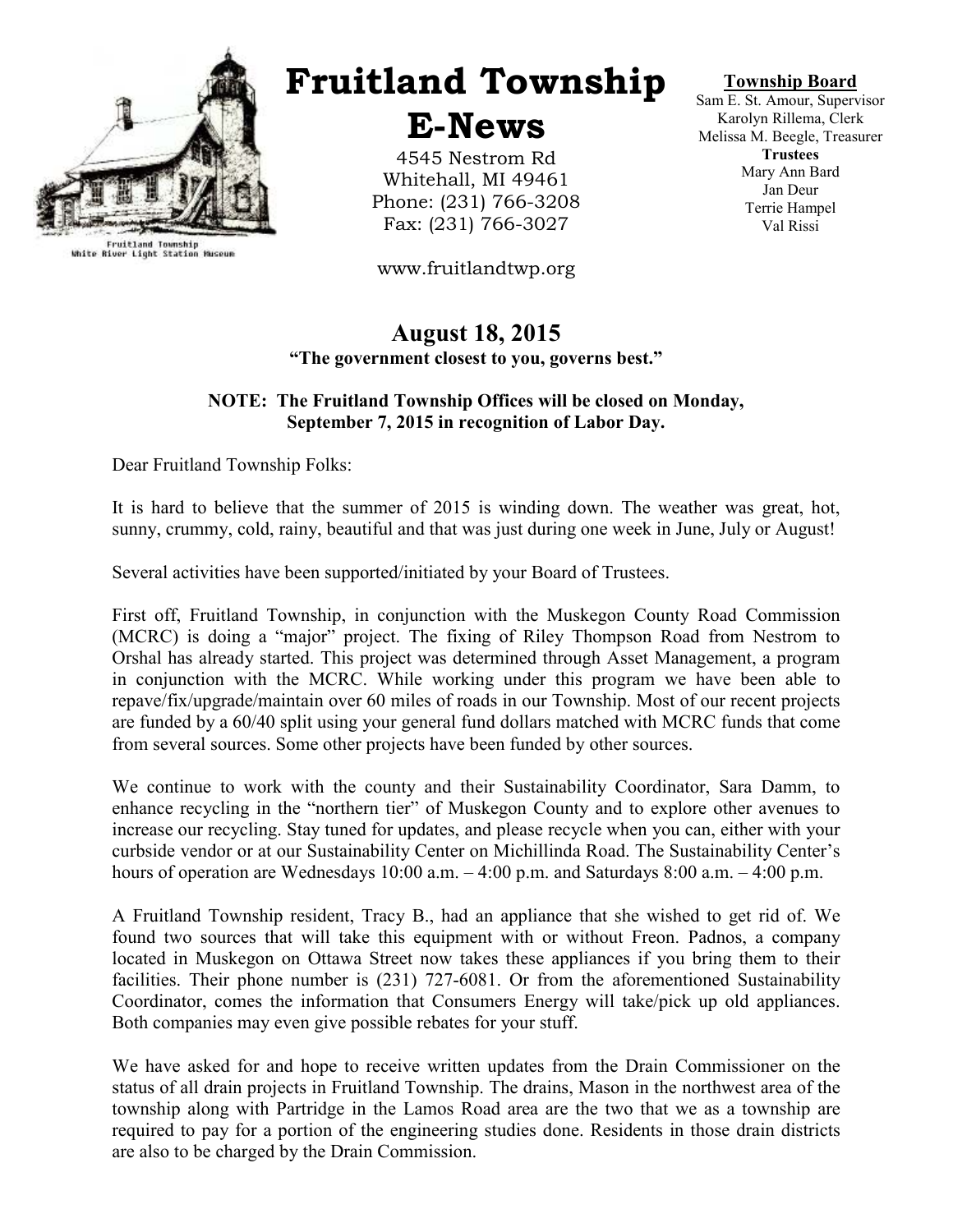# Fruitland Township E-News

4545 Nestrom Rd
Whitehall, MI 49461
Phone: (231) 766-3208
Fax: (231) 766-3027

www.fruitlandtwp.org

Fruitland Township
White River Light Station Museum

**Township Board**
Sam E. St. Amour, Supervisor
Karolyn Rillema, Clerk
Melissa M. Beegle, Treasurer
**Trustees**
Mary Ann Bard
Jan Deur
Terrie Hampel
Val Rissi

## August 18, 2015

**"The government closest to you, governs best."**

**NOTE: The Fruitland Township Offices will be closed on Monday, September 7, 2015 in recognition of Labor Day.**

Dear Fruitland Township Folks:

It is hard to believe that the summer of 2015 is winding down. The weather was great, hot, sunny, crummy, cold, rainy, beautiful and that was just during one week in June, July or August!

Several activities have been supported/initiated by your Board of Trustees.

First off, Fruitland Township, in conjunction with the Muskegon County Road Commission (MCRC) is doing a "major" project. The fixing of Riley Thompson Road from Nestrom to Orshal has already started. This project was determined through Asset Management, a program in conjunction with the MCRC. While working under this program we have been able to repave/fix/upgrade/maintain over 60 miles of roads in our Township. Most of our recent projects are funded by a 60/40 split using your general fund dollars matched with MCRC funds that come from several sources. Some other projects have been funded by other sources.

We continue to work with the county and their Sustainability Coordinator, Sara Damm, to enhance recycling in the "northern tier" of Muskegon County and to explore other avenues to increase our recycling. Stay tuned for updates, and please recycle when you can, either with your curbside vendor or at our Sustainability Center on Michillinda Road. The Sustainability Center's hours of operation are Wednesdays 10:00 a.m. – 4:00 p.m. and Saturdays 8:00 a.m. – 4:00 p.m.

A Fruitland Township resident, Tracy B., had an appliance that she wished to get rid of. We found two sources that will take this equipment with or without Freon. Padnos, a company located in Muskegon on Ottawa Street now takes these appliances if you bring them to their facilities. Their phone number is (231) 727-6081. Or from the aforementioned Sustainability Coordinator, comes the information that Consumers Energy will take/pick up old appliances. Both companies may even give possible rebates for your stuff.

We have asked for and hope to receive written updates from the Drain Commissioner on the status of all drain projects in Fruitland Township. The drains, Mason in the northwest area of the township along with Partridge in the Lamos Road area are the two that we as a township are required to pay for a portion of the engineering studies done. Residents in those drain districts are also to be charged by the Drain Commission.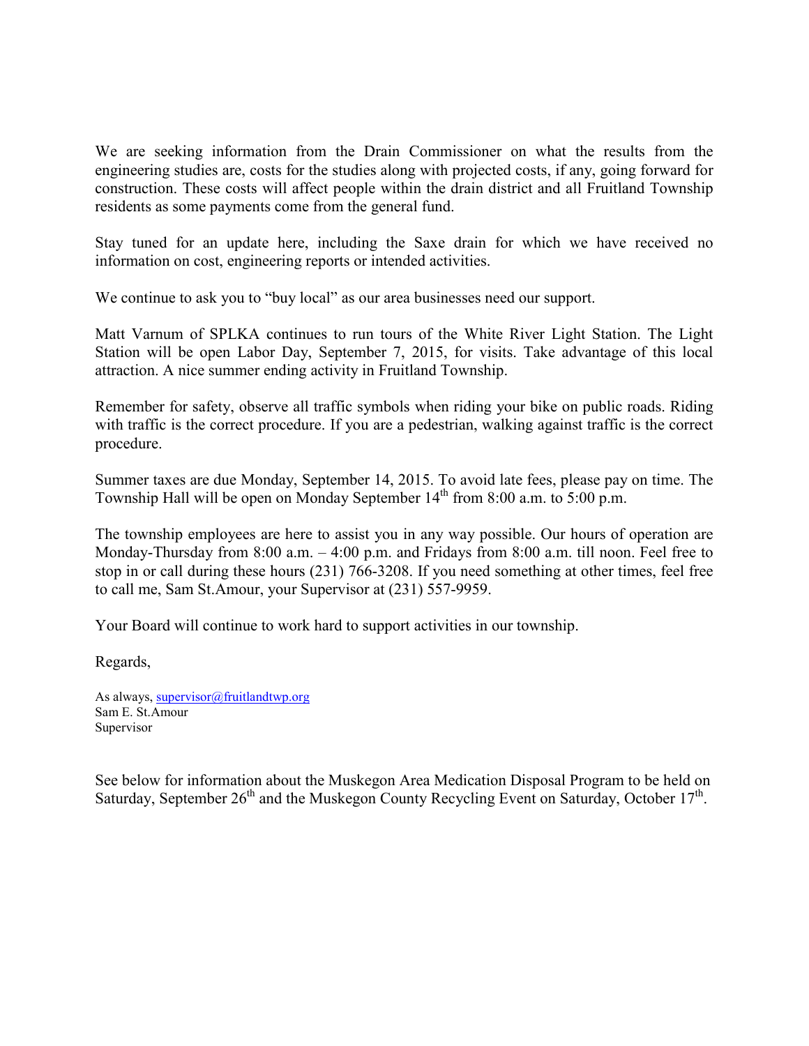We are seeking information from the Drain Commissioner on what the results from the engineering studies are, costs for the studies along with projected costs, if any, going forward for construction. These costs will affect people within the drain district and all Fruitland Township residents as some payments come from the general fund.

Stay tuned for an update here, including the Saxe drain for which we have received no information on cost, engineering reports or intended activities.

We continue to ask you to "buy local" as our area businesses need our support.

Matt Varnum of SPLKA continues to run tours of the White River Light Station. The Light Station will be open Labor Day, September 7, 2015, for visits. Take advantage of this local attraction. A nice summer ending activity in Fruitland Township.

Remember for safety, observe all traffic symbols when riding your bike on public roads. Riding with traffic is the correct procedure. If you are a pedestrian, walking against traffic is the correct procedure.

Summer taxes are due Monday, September 14, 2015. To avoid late fees, please pay on time. The Township Hall will be open on Monday September 14th from 8:00 a.m. to 5:00 p.m.

The township employees are here to assist you in any way possible. Our hours of operation are Monday-Thursday from 8:00 a.m. – 4:00 p.m. and Fridays from 8:00 a.m. till noon. Feel free to stop in or call during these hours (231) 766-3208. If you need something at other times, feel free to call me, Sam St.Amour, your Supervisor at (231) 557-9959.

Your Board will continue to work hard to support activities in our township.

Regards,

As always, supervisor@fruitlandtwp.org
Sam E. St.Amour
Supervisor

See below for information about the Muskegon Area Medication Disposal Program to be held on Saturday, September 26th and the Muskegon County Recycling Event on Saturday, October 17th.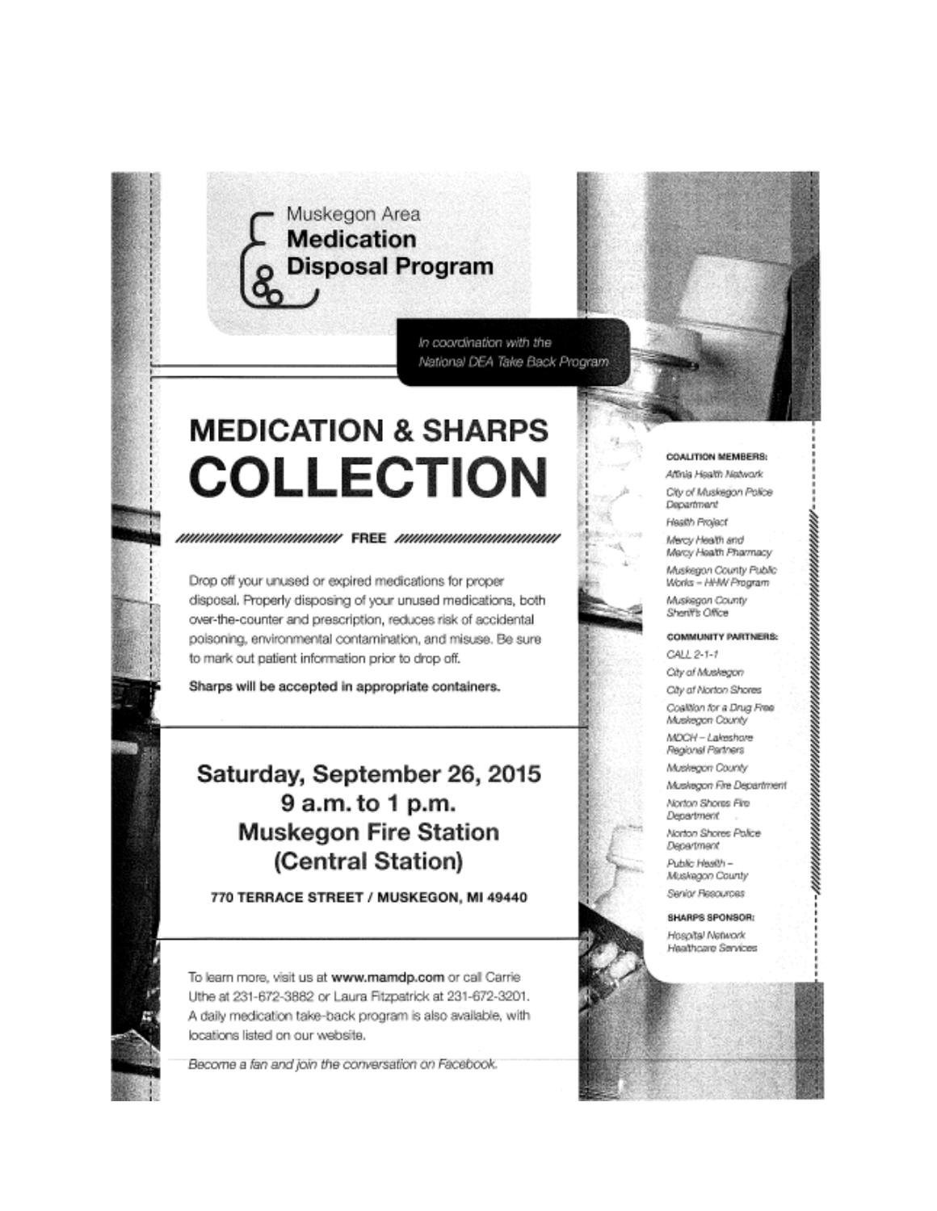Muskegon Area
**Medication Disposal Program**

*In coordination with the National DEA Take Back Program*

# MEDICATION & SHARPS COLLECTION

**FREE**

Drop off your unused or expired medications for proper disposal. Properly disposing of your unused medications, both over-the-counter and prescription, reduces risk of accidental poisoning, environmental contamination, and misuse. Be sure to mark out patient information prior to drop off.

**Sharps will be accepted in appropriate containers.**

## Saturday, September 26, 2015
## 9 a.m. to 1 p.m.
## Muskegon Fire Station (Central Station)

**770 TERRACE STREET / MUSKEGON, MI 49440**

To learn more, visit us at **www.mamdp.com** or call Carrie Uthe at 231-672-3882 or Laura Fitzpatrick at 231-672-3201. A daily medication take-back program is also available, with locations listed on our website.

*Become a fan and join the conversation on Facebook.*

**COALITION MEMBERS:**

*Affinia Health Network*
*City of Muskegon Police Department*
*Health Project*
*Mercy Health and Mercy Health Pharmacy*
*Muskegon County Public Works – HHW Program*
*Muskegon County Sheriff's Office*

**COMMUNITY PARTNERS:**

*CALL 2-1-1*
*City of Muskegon*
*City of Norton Shores*
*Coalition for a Drug Free Muskegon County*
*MDCH – Lakeshore Regional Partners*
*Muskegon County*
*Muskegon Fire Department*
*Norton Shores Fire Department*
*Norton Shores Police Department*
*Public Health – Muskegon County*
*Senior Resources*

**SHARPS SPONSOR:**

*Hospital Network Healthcare Services*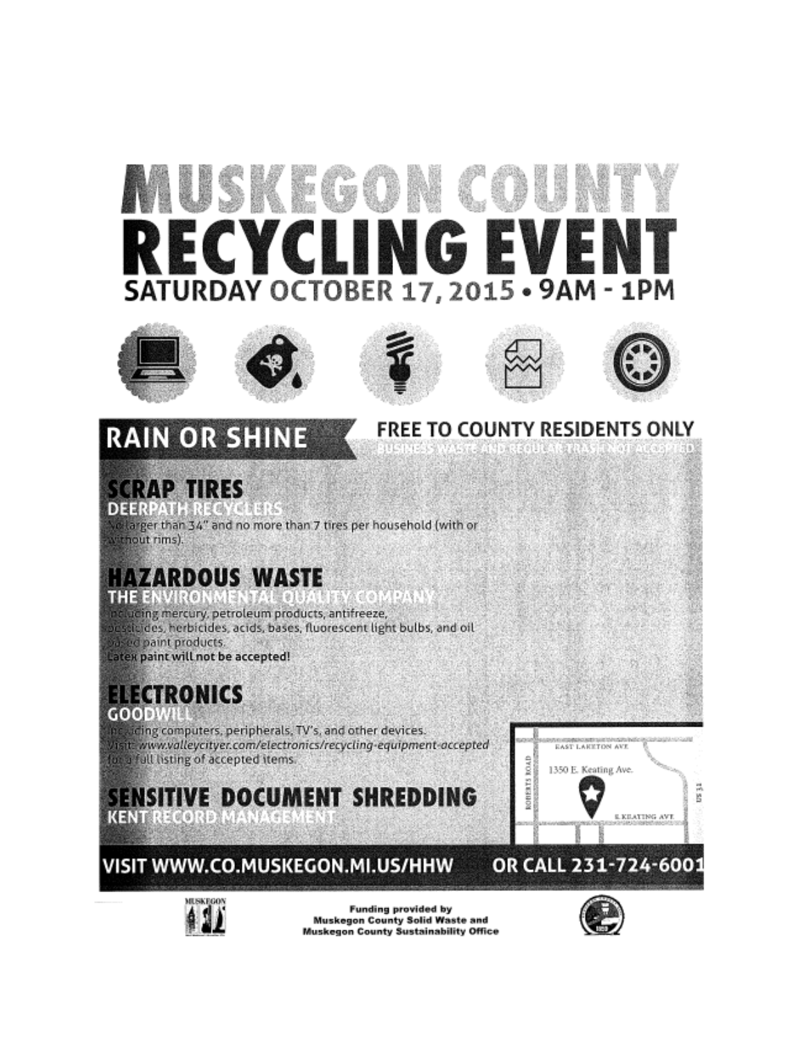# MUSKEGON COUNTY RECYCLING EVENT

## SATURDAY OCTOBER 17, 2015 • 9AM - 1PM

**RAIN OR SHINE**

**FREE TO COUNTY RESIDENTS ONLY**

BUSINESS WASTE AND REGULAR TRASH NOT ACCEPTED

## SCRAP TIRES

**DEERPATH RECYCLERS**

No larger than 34" and no more than 7 tires per household (with or without rims).

## HAZARDOUS WASTE

**THE ENVIRONMENTAL QUALITY COMPANY**

Including mercury, petroleum products, antifreeze, pesticides, herbicides, acids, bases, fluorescent light bulbs, and oil based paint products.

**Latex paint will not be accepted!**

## ELECTRONICS

**GOODWILL**

Including computers, peripherals, TV's, and other devices.

Visit: *www.valleycityer.com/electronics/recycling-equipment-accepted* for a full listing of accepted items.

## SENSITIVE DOCUMENT SHREDDING

**KENT RECORD MANAGEMENT**

EAST LAKETON AVE
ROBERTS ROAD
1350 E. Keating Ave.
E KEATING AVE
US 31

**VISIT WWW.CO.MUSKEGON.MI.US/HHW OR CALL 231-724-6001**

MUSKEGON

**Funding provided by Muskegon County Solid Waste and Muskegon County Sustainability Office**